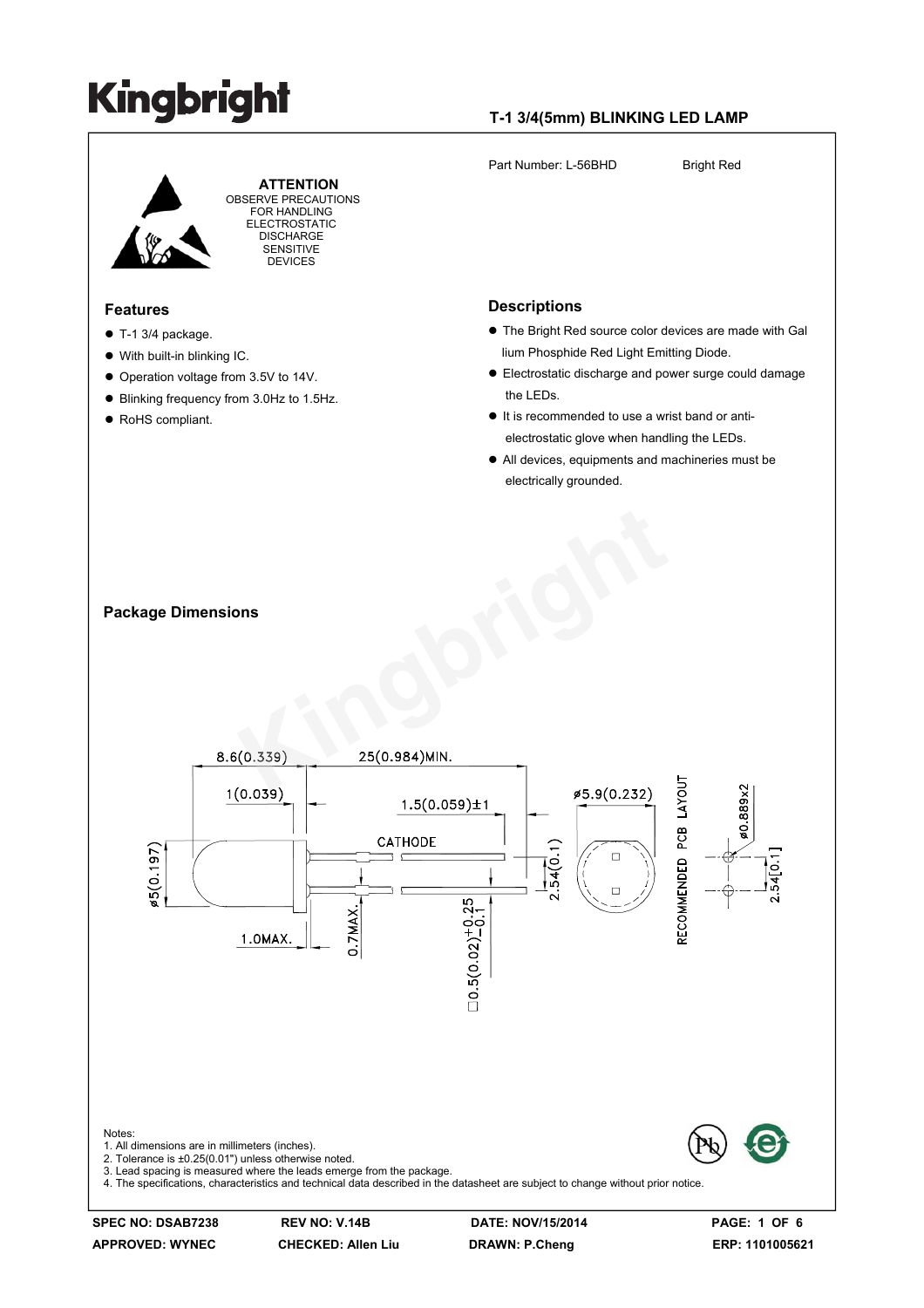# Kingbright

## T-1 3/4(5mm) BLINKING LED LAMP

Part Number: L-56BHD Bright Red

**ATTENTION**
OBSERVE PRECAUTIONS FOR HANDLING ELECTROSTATIC DISCHARGE SENSITIVE DEVICES

### Features

- T-1 3/4 package.
- With built-in blinking IC.
- Operation voltage from 3.5V to 14V.
- Blinking frequency from 3.0Hz to 1.5Hz.
- RoHS compliant.

### Descriptions

- The Bright Red source color devices are made with Gallium Phosphide Red Light Emitting Diode.
- Electrostatic discharge and power surge could damage the LEDs.
- It is recommended to use a wrist band or anti-electrostatic glove when handling the LEDs.
- All devices, equipments and machineries must be electrically grounded.

### Package Dimensions

Notes:
1. All dimensions are in millimeters (inches).
2. Tolerance is ±0.25(0.01") unless otherwise noted.
3. Lead spacing is measured where the leads emerge from the package.
4. The specifications, characteristics and technical data described in the datasheet are subject to change without prior notice.

SPEC NO: DSAB7238 | REV NO: V.14B | DATE: NOV/15/2014
APPROVED: WYNEC | CHECKED: Allen Liu | DRAWN: P.Cheng | ERP: 1101005621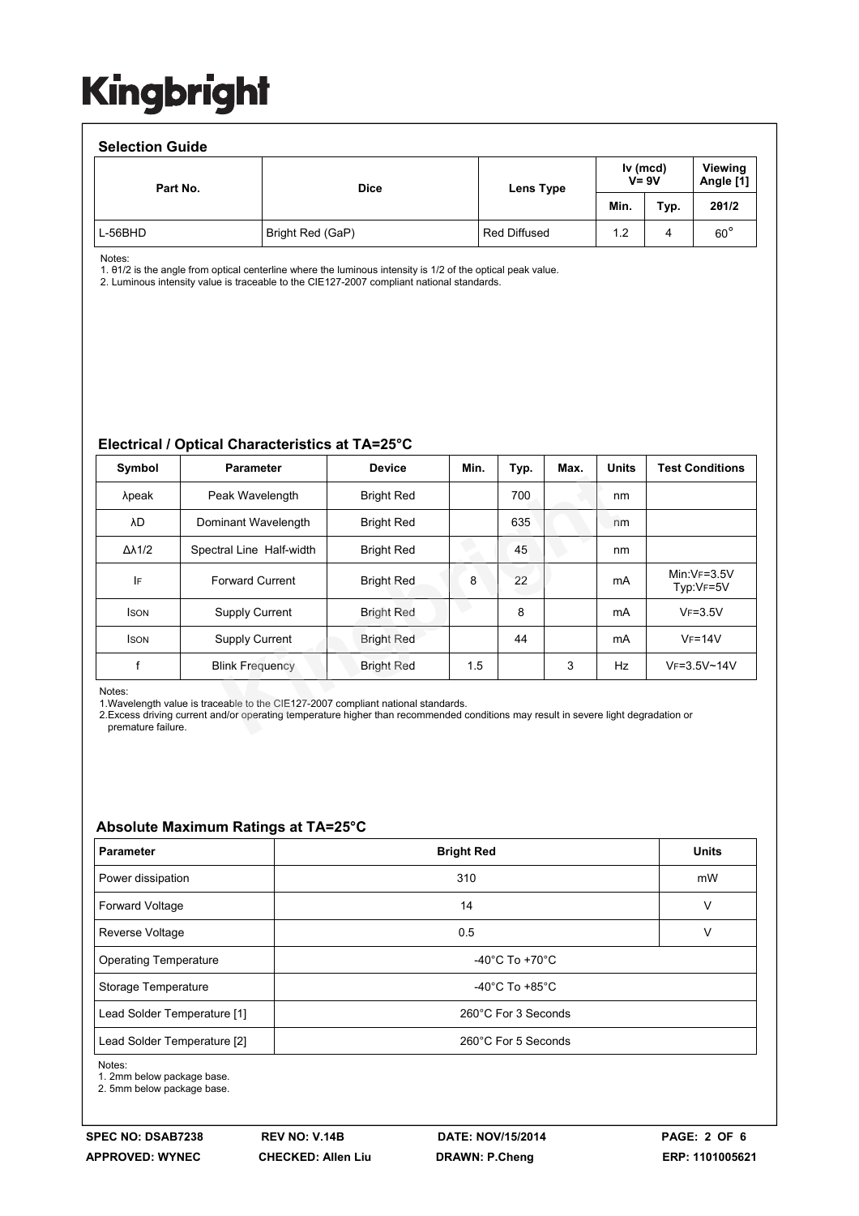## Selection Guide

| Part No. | Dice | Lens Type | Iv (mcd) V= 9V | | Viewing Angle [1] |
|---|---|---|---|---|---|
| | | | Min. | Typ. | 2θ1/2 |
| L-56BHD | Bright Red (GaP) | Red Diffused | 1.2 | 4 | 60° |

Notes:
1. θ1/2 is the angle from optical centerline where the luminous intensity is 1/2 of the optical peak value.
2. Luminous intensity value is traceable to the CIE127-2007 compliant national standards.

## Electrical / Optical Characteristics at TA=25°C

| Symbol | Parameter | Device | Min. | Typ. | Max. | Units | Test Conditions |
|---|---|---|---|---|---|---|---|
| λpeak | Peak Wavelength | Bright Red | | 700 | | nm | |
| λD | Dominant Wavelength | Bright Red | | 635 | | nm | |
| Δλ1/2 | Spectral Line Half-width | Bright Red | | 45 | | nm | |
| $I_F$ | Forward Current | Bright Red | 8 | 22 | | mA | Min:$V_F$=3.5V Typ:$V_F$=5V |
| $I_{SON}$ | Supply Current | Bright Red | | 8 | | mA | $V_F$=3.5V |
| $I_{SON}$ | Supply Current | Bright Red | | 44 | | mA | $V_F$=14V |
| f | Blink Frequency | Bright Red | 1.5 | | 3 | Hz | $V_F$=3.5V~14V |

Notes:
1.Wavelength value is traceable to the CIE127-2007 compliant national standards.
2.Excess driving current and/or operating temperature higher than recommended conditions may result in severe light degradation or premature failure.

## Absolute Maximum Ratings at TA=25°C

| Parameter | Bright Red | Units |
|---|---|---|
| Power dissipation | 310 | mW |
| Forward Voltage | 14 | V |
| Reverse Voltage | 0.5 | V |
| Operating Temperature | -40°C To +70°C | |
| Storage Temperature | -40°C To +85°C | |
| Lead Solder Temperature [1] | 260°C For 3 Seconds | |
| Lead Solder Temperature [2] | 260°C For 5 Seconds | |

Notes:
1. 2mm below package base.
2. 5mm below package base.

SPEC NO: DSAB7238 REV NO: V.14B DATE: NOV/15/2014
APPROVED: WYNEC CHECKED: Allen Liu DRAWN: P.Cheng ERP: 1101005621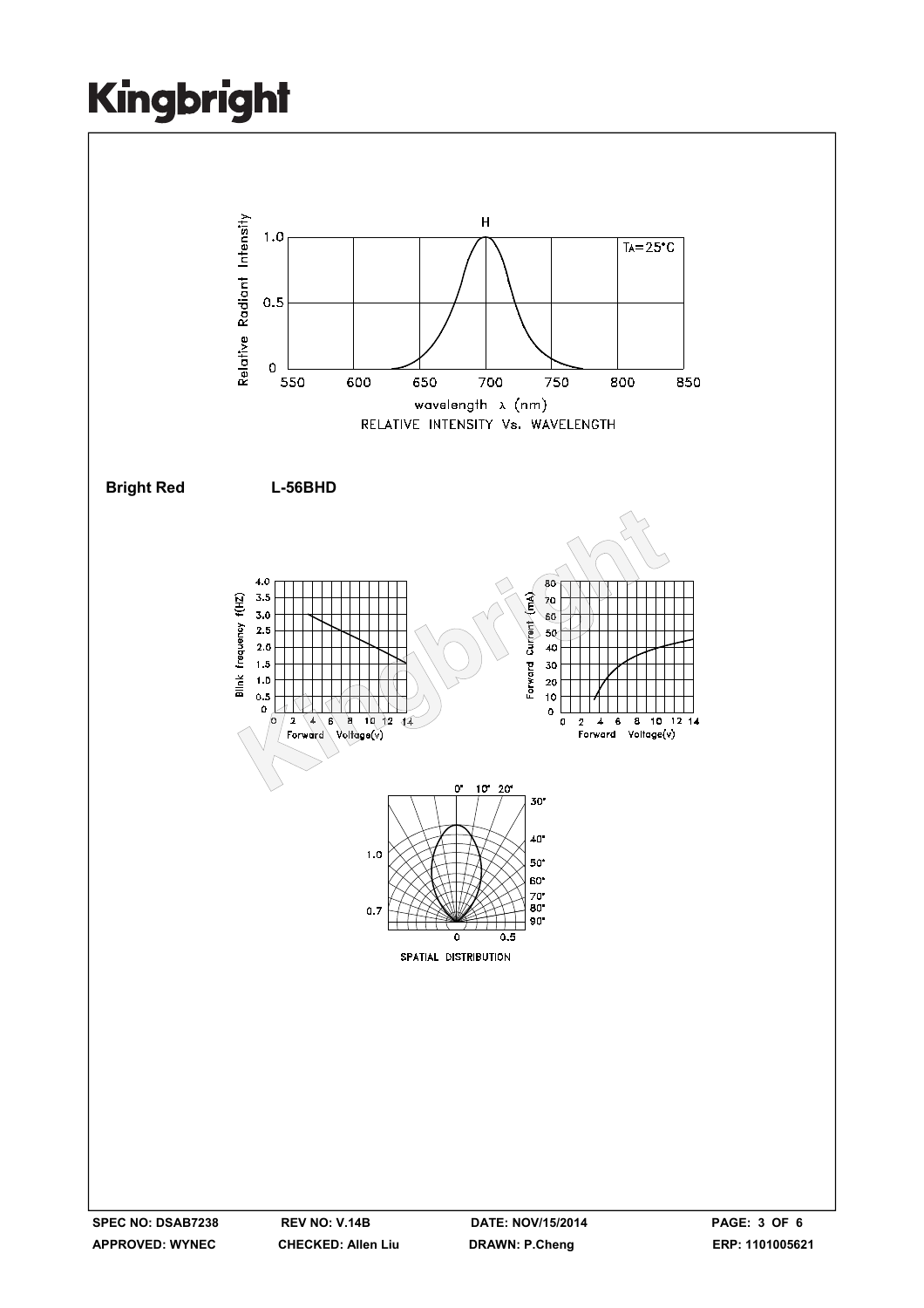RELATIVE INTENSITY Vs. WAVELENGTH

**Bright Red** **L-56BHD**

SPATIAL DISTRIBUTION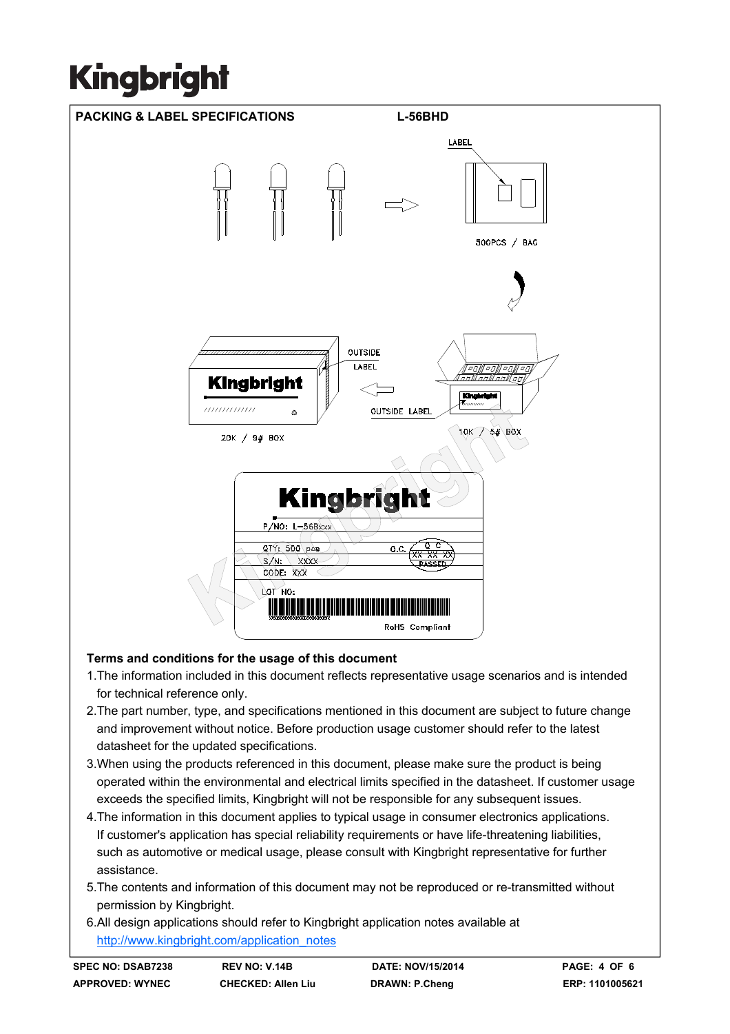# Kingbright

## PACKING & LABEL SPECIFICATIONS L-56BHD

LABEL

500PCS / BAG

OUTSIDE LABEL

OUTSIDE LABEL

20K / 9# BOX

10K / 5# BOX

Kingbright

P/NO: L-56Bxxx

QTY: 500 pcs

S/N: XXXX

CODE: XXX

Q.C. Q C XX XX XX PASSED

LOT NO:

RoHS Compliant

**Terms and conditions for the usage of this document**

1. The information included in this document reflects representative usage scenarios and is intended for technical reference only.
2. The part number, type, and specifications mentioned in this document are subject to future change and improvement without notice. Before production usage customer should refer to the latest datasheet for the updated specifications.
3. When using the products referenced in this document, please make sure the product is being operated within the environmental and electrical limits specified in the datasheet. If customer usage exceeds the specified limits, Kingbright will not be responsible for any subsequent issues.
4. The information in this document applies to typical usage in consumer electronics applications. If customer's application has special reliability requirements or have life-threatening liabilities, such as automotive or medical usage, please consult with Kingbright representative for further assistance.
5. The contents and information of this document may not be reproduced or re-transmitted without permission by Kingbright.
6. All design applications should refer to Kingbright application notes available at http://www.kingbright.com/application_notes

| SPEC NO: DSAB7238 | REV NO: V.14B | DATE: NOV/15/2014 | PAGE: 4 OF 6 |
|---|---|---|---|
| APPROVED: WYNEC | CHECKED: Allen Liu | DRAWN: P.Cheng | ERP: 1101005621 |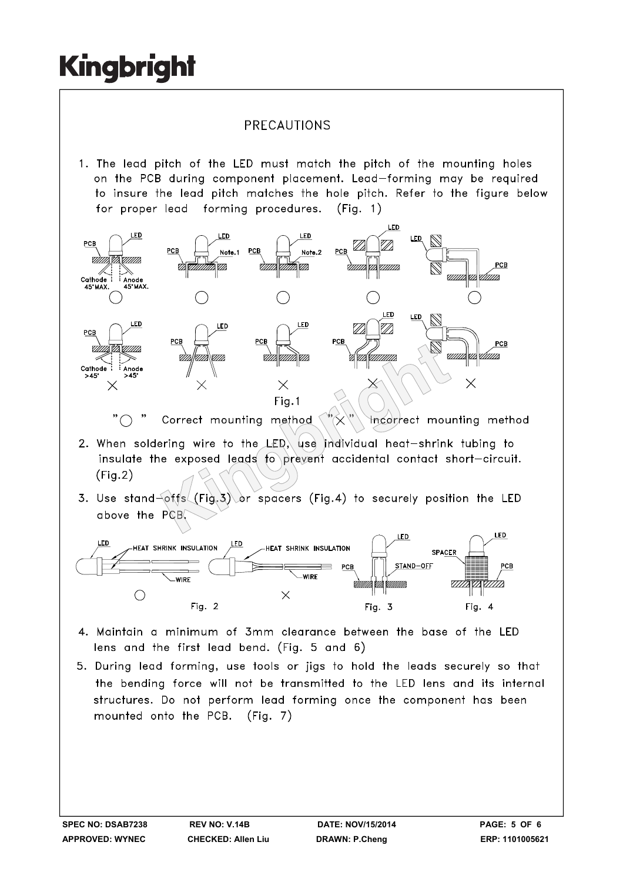## PRECAUTIONS

1. The lead pitch of the LED must match the pitch of the mounting holes on the PCB during component placement. Lead−forming may be required to insure the lead pitch matches the hole pitch. Refer to the figure below for proper lead forming procedures. (Fig. 1)

Fig.1

"○" Correct mounting method "×" Incorrect mounting method

2. When soldering wire to the LED, use individual heat−shrink tubing to insulate the exposed leads to prevent accidental contact short−circuit. (Fig.2)

3. Use stand−offs (Fig.3) or spacers (Fig.4) to securely position the LED above the PCB.

Fig. 2 Fig. 3 Fig. 4

4. Maintain a minimum of 3mm clearance between the base of the LED lens and the first lead bend. (Fig. 5 and 6)

5. During lead forming, use tools or jigs to hold the leads securely so that the bending force will not be transmitted to the LED lens and its internal structures. Do not perform lead forming once the component has been mounted onto the PCB. (Fig. 7)

SPEC NO: DSAB7238 REV NO: V.14B DATE: NOV/15/2014
APPROVED: WYNEC CHECKED: Allen Liu DRAWN: P.Cheng ERP: 1101005621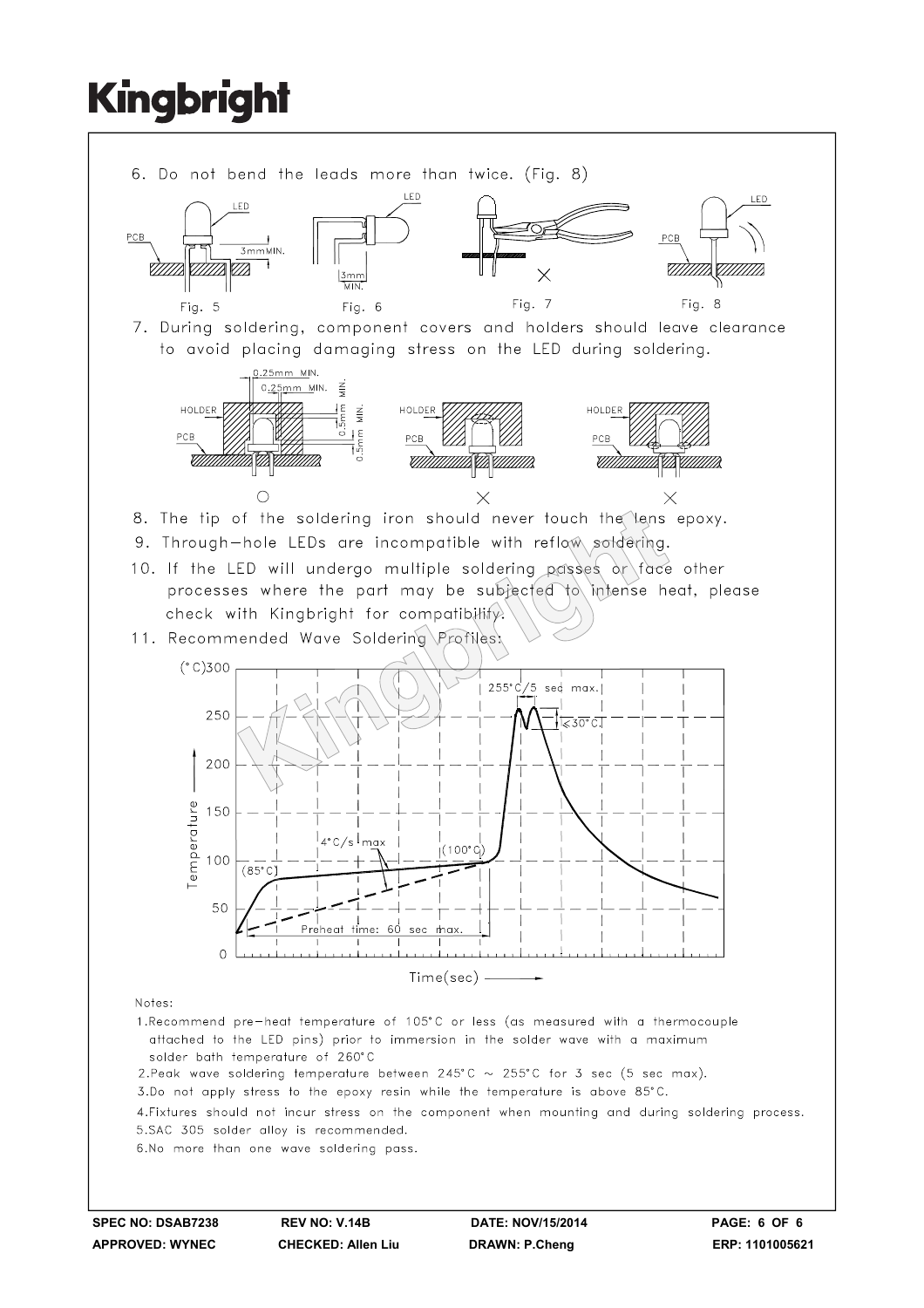6. Do not bend the leads more than twice. (Fig. 8)

LED
PCB
3mm MIN.
Fig. 5

LED
3mm MIN.
Fig. 6

×
Fig. 7

LED
PCB
Fig. 8

7. During soldering, component covers and holders should leave clearance to avoid placing damaging stress on the LED during soldering.

0.25mm MIN.
0.25mm MIN.
0.5mm MIN.
0.5mm MIN.
HOLDER
PCB
○

HOLDER
PCB
×

HOLDER
PCB
×

8. The tip of the soldering iron should never touch the lens epoxy.
9. Through-hole LEDs are incompatible with reflow soldering.
10. If the LED will undergo multiple soldering passes or face other processes where the part may be subjected to intense heat, please check with Kingbright for compatibility.
11. Recommended Wave Soldering Profiles:

(°C)300
250
200
150
100
50
0
Temperature
Time(sec)
255°C/5 sec max.
≤30°C
4°C/s max
(100°C)
(85°C)
Preheat time: 60 sec max.

Notes:

1. Recommend pre-heat temperature of 105°C or less (as measured with a thermocouple attached to the LED pins) prior to immersion in the solder wave with a maximum solder bath temperature of 260°C
2. Peak wave soldering temperature between 245°C ~ 255°C for 3 sec (5 sec max).
3. Do not apply stress to the epoxy resin while the temperature is above 85°C.
4. Fixtures should not incur stress on the component when mounting and during soldering process.
5. SAC 305 solder alloy is recommended.
6. No more than one wave soldering pass.

SPEC NO: DSAB7238 REV NO: V.14B DATE: NOV/15/2014
APPROVED: WYNEC CHECKED: Allen Liu DRAWN: P.Cheng ERP: 1101005621